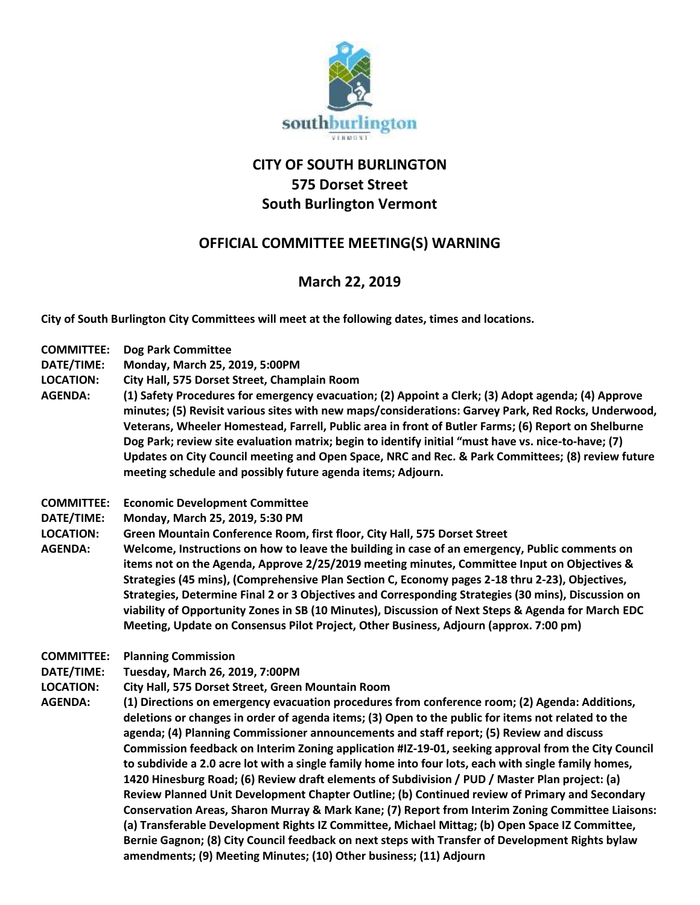# CITY OF SOUTH BURLINGTON
## 575 Dorset Street
## South Burlington Vermont

## OFFICIAL COMMITTEE MEETING(S) WARNING

## March 22, 2019

**City of South Burlington City Committees will meet at the following dates, times and locations.**

**COMMITTEE:** **Dog Park Committee**
**DATE/TIME:** **Monday, March 25, 2019, 5:00PM**
**LOCATION:** **City Hall, 575 Dorset Street, Champlain Room**
**AGENDA:** **(1) Safety Procedures for emergency evacuation; (2) Appoint a Clerk; (3) Adopt agenda; (4) Approve minutes; (5) Revisit various sites with new maps/considerations: Garvey Park, Red Rocks, Underwood, Veterans, Wheeler Homestead, Farrell, Public area in front of Butler Farms; (6) Report on Shelburne Dog Park; review site evaluation matrix; begin to identify initial "must have vs. nice-to-have; (7) Updates on City Council meeting and Open Space, NRC and Rec. & Park Committees; (8) review future meeting schedule and possibly future agenda items; Adjourn.**

**COMMITTEE:** **Economic Development Committee**
**DATE/TIME:** **Monday, March 25, 2019, 5:30 PM**
**LOCATION:** **Green Mountain Conference Room, first floor, City Hall, 575 Dorset Street**
**AGENDA:** **Welcome, Instructions on how to leave the building in case of an emergency, Public comments on items not on the Agenda, Approve 2/25/2019 meeting minutes, Committee Input on Objectives & Strategies (45 mins), (Comprehensive Plan Section C, Economy pages 2-18 thru 2-23), Objectives, Strategies, Determine Final 2 or 3 Objectives and Corresponding Strategies (30 mins), Discussion on viability of Opportunity Zones in SB (10 Minutes), Discussion of Next Steps & Agenda for March EDC Meeting, Update on Consensus Pilot Project, Other Business, Adjourn (approx. 7:00 pm)**

**COMMITTEE:** **Planning Commission**
**DATE/TIME:** **Tuesday, March 26, 2019, 7:00PM**
**LOCATION:** **City Hall, 575 Dorset Street, Green Mountain Room**
**AGENDA:** **(1) Directions on emergency evacuation procedures from conference room; (2) Agenda: Additions, deletions or changes in order of agenda items; (3) Open to the public for items not related to the agenda; (4) Planning Commissioner announcements and staff report; (5) Review and discuss Commission feedback on Interim Zoning application #IZ-19-01, seeking approval from the City Council to subdivide a 2.0 acre lot with a single family home into four lots, each with single family homes, 1420 Hinesburg Road; (6) Review draft elements of Subdivision / PUD / Master Plan project: (a) Review Planned Unit Development Chapter Outline; (b) Continued review of Primary and Secondary Conservation Areas, Sharon Murray & Mark Kane; (7) Report from Interim Zoning Committee Liaisons: (a) Transferable Development Rights IZ Committee, Michael Mittag; (b) Open Space IZ Committee, Bernie Gagnon; (8) City Council feedback on next steps with Transfer of Development Rights bylaw amendments; (9) Meeting Minutes; (10) Other business; (11) Adjourn**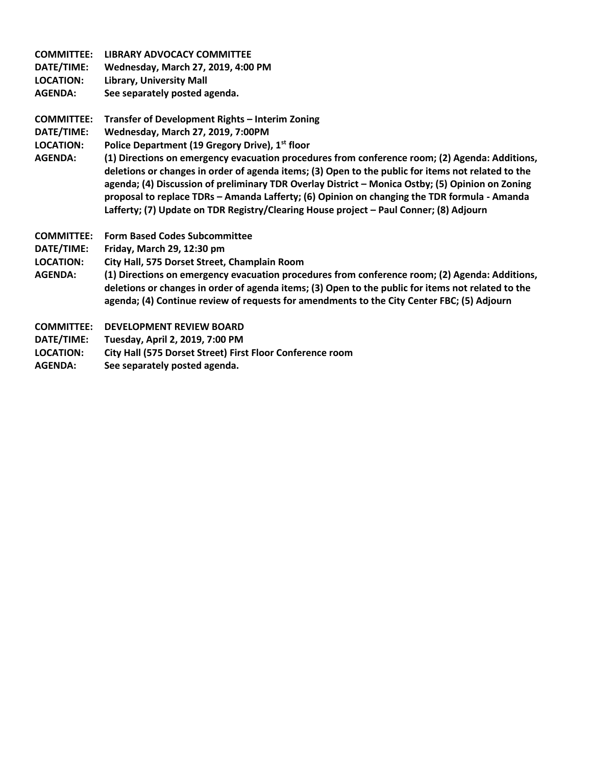**COMMITTEE: LIBRARY ADVOCACY COMMITTEE**
**DATE/TIME: Wednesday, March 27, 2019, 4:00 PM**
**LOCATION: Library, University Mall**
**AGENDA: See separately posted agenda.**

**COMMITTEE: Transfer of Development Rights – Interim Zoning**
**DATE/TIME: Wednesday, March 27, 2019, 7:00PM**
**LOCATION: Police Department (19 Gregory Drive), 1st floor**
**AGENDA: (1) Directions on emergency evacuation procedures from conference room; (2) Agenda: Additions, deletions or changes in order of agenda items; (3) Open to the public for items not related to the agenda; (4) Discussion of preliminary TDR Overlay District – Monica Ostby; (5) Opinion on Zoning proposal to replace TDRs – Amanda Lafferty; (6) Opinion on changing the TDR formula - Amanda Lafferty; (7) Update on TDR Registry/Clearing House project – Paul Conner; (8) Adjourn**

**COMMITTEE: Form Based Codes Subcommittee**
**DATE/TIME: Friday, March 29, 12:30 pm**
**LOCATION: City Hall, 575 Dorset Street, Champlain Room**
**AGENDA: (1) Directions on emergency evacuation procedures from conference room; (2) Agenda: Additions, deletions or changes in order of agenda items; (3) Open to the public for items not related to the agenda; (4) Continue review of requests for amendments to the City Center FBC; (5) Adjourn**

**COMMITTEE: DEVELOPMENT REVIEW BOARD**
**DATE/TIME: Tuesday, April 2, 2019, 7:00 PM**
**LOCATION: City Hall (575 Dorset Street) First Floor Conference room**
**AGENDA: See separately posted agenda.**